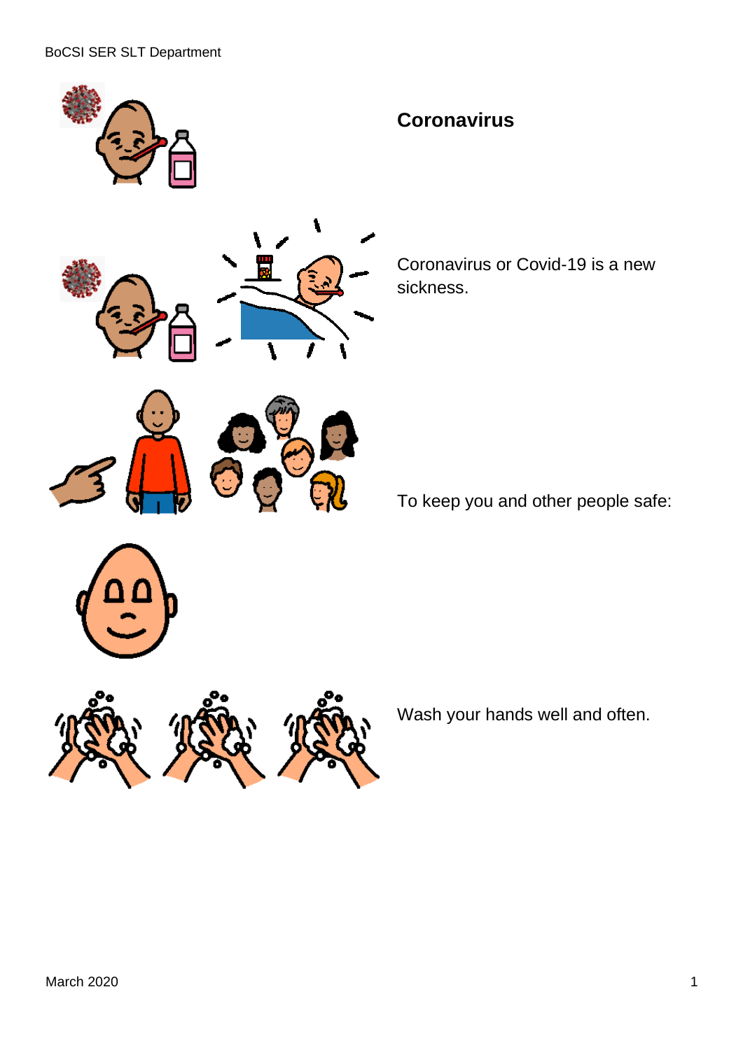# Coronavirus

Coronavirus or Covid-19 is a new sickness.

To keep you and other people safe:

Wash your hands well and often.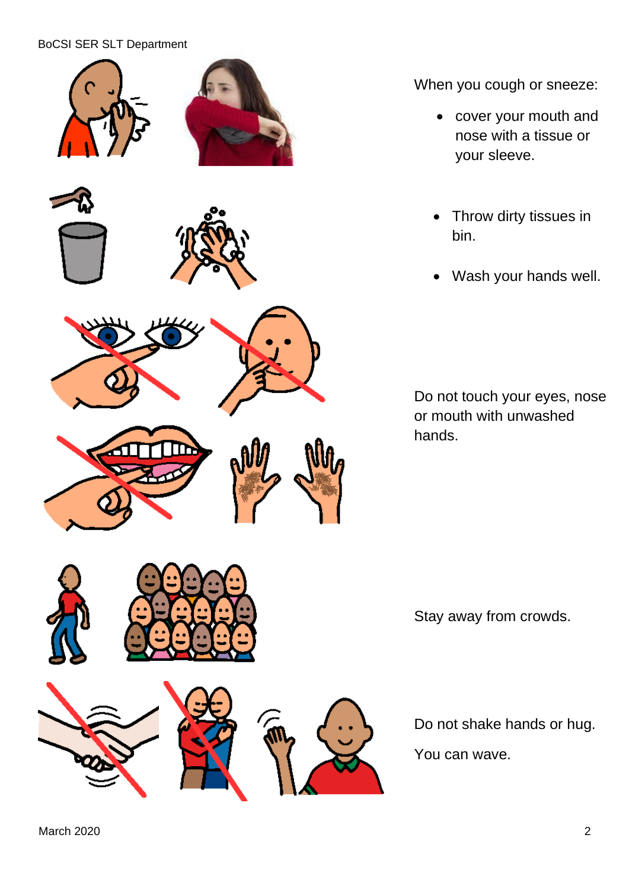When you cough or sneeze:

- cover your mouth and nose with a tissue or your sleeve.
- Throw dirty tissues in bin.
- Wash your hands well.

Do not touch your eyes, nose or mouth with unwashed hands.

Stay away from crowds.

Do not shake hands or hug.

You can wave.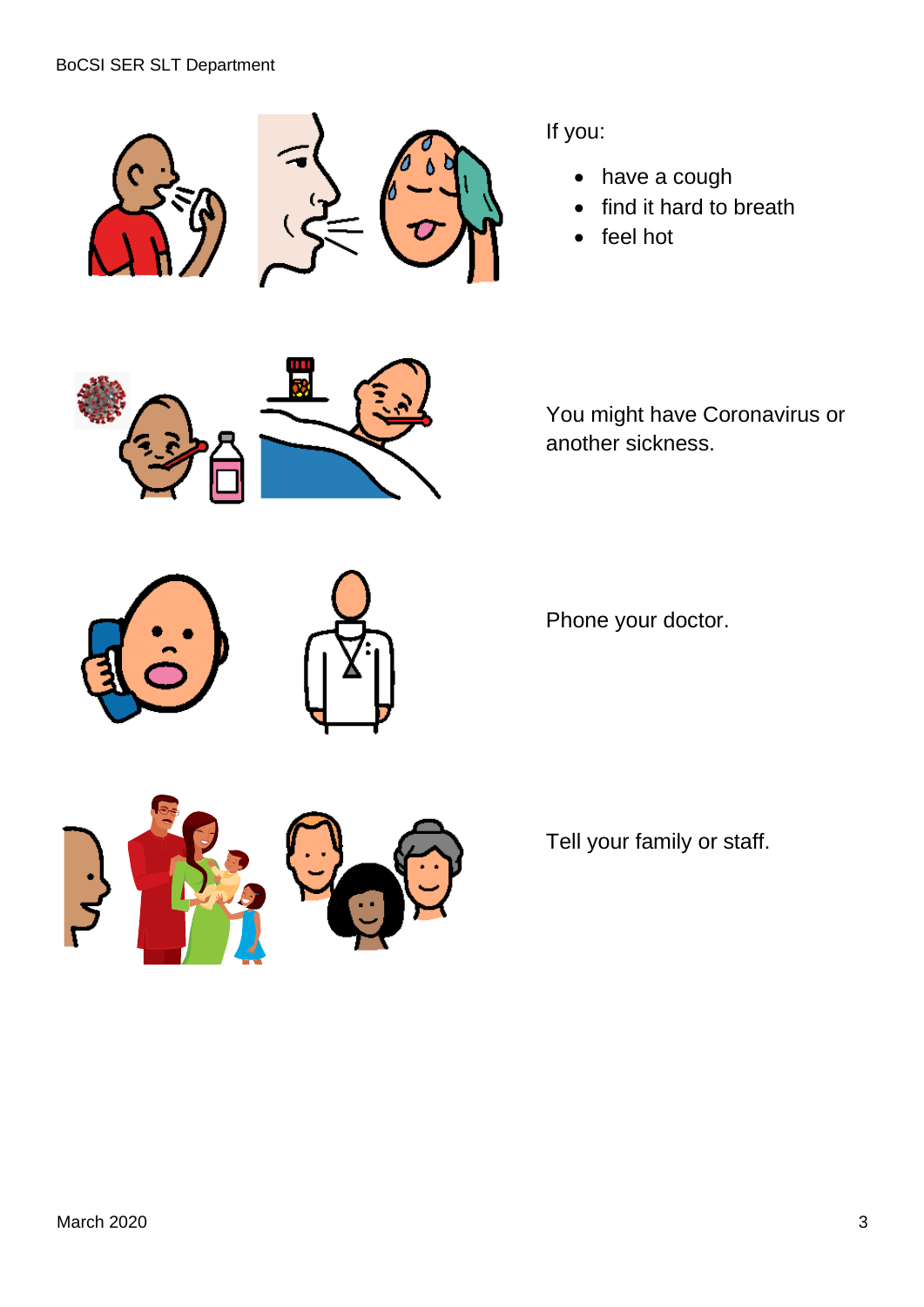If you:

- have a cough
- find it hard to breath
- feel hot

You might have Coronavirus or another sickness.

Phone your doctor.

Tell your family or staff.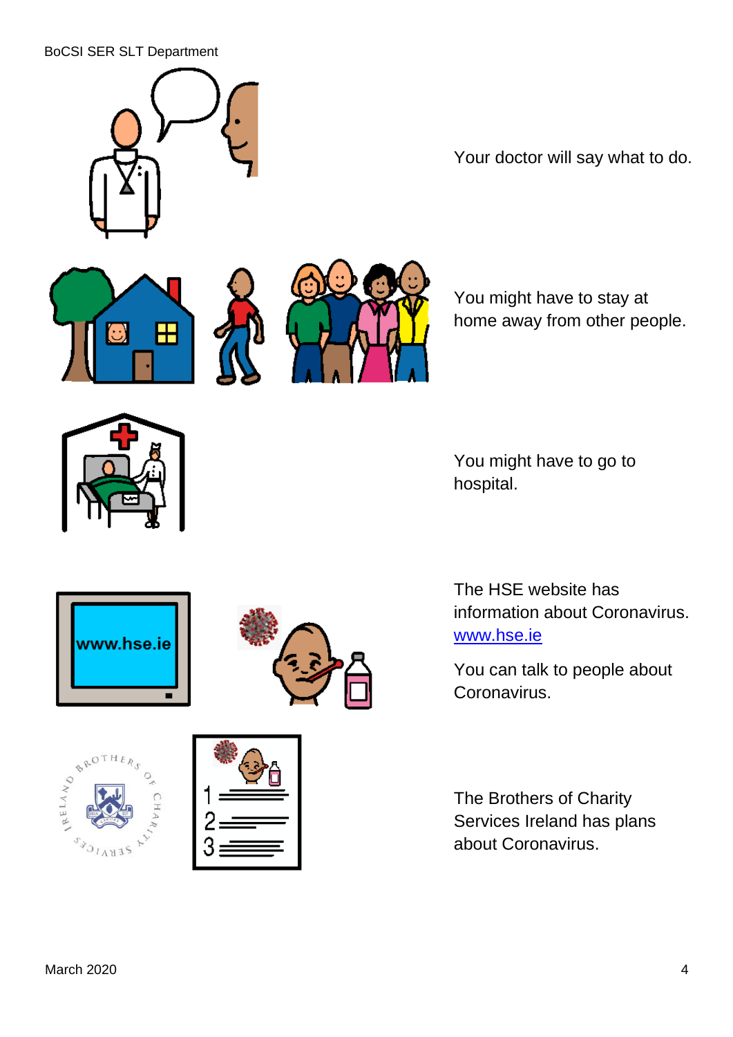Your doctor will say what to do.

You might have to stay at home away from other people.

You might have to go to hospital.

The HSE website has information about Coronavirus. [www.hse.ie](http://www.hse.ie)

You can talk to people about Coronavirus.

The Brothers of Charity Services Ireland has plans about Coronavirus.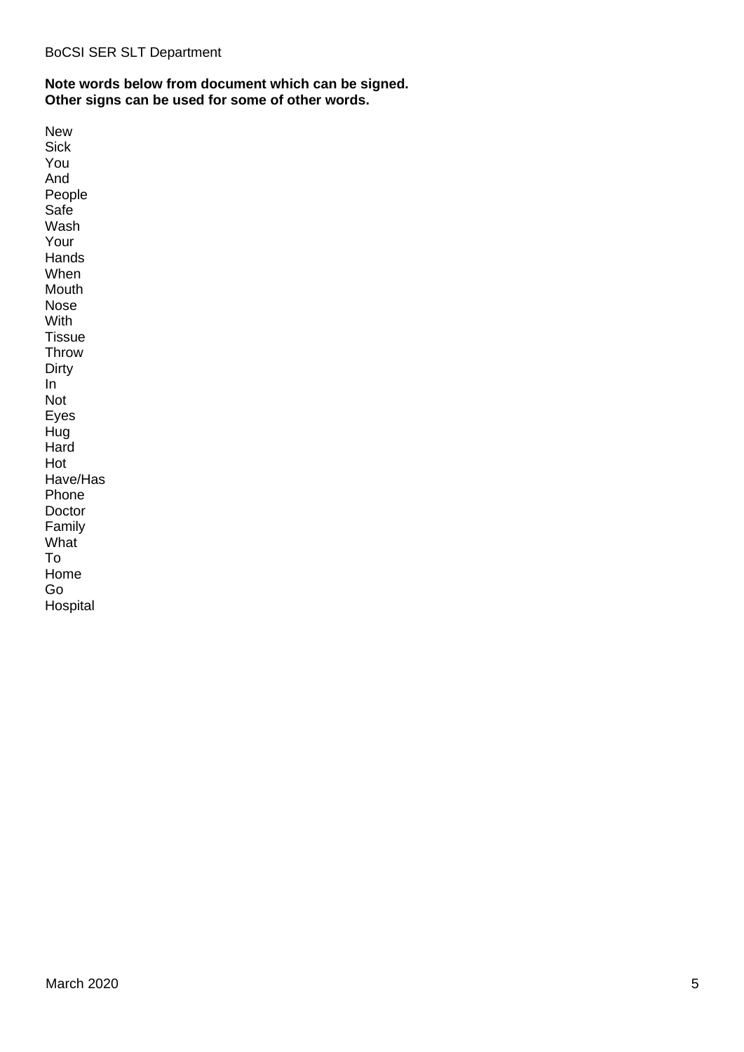**Note words below from document which can be signed.**
**Other signs can be used for some of other words.**

New
Sick
You
And
People
Safe
Wash
Your
Hands
When
Mouth
Nose
With
Tissue
Throw
Dirty
In
Not
Eyes
Hug
Hard
Hot
Have/Has
Phone
Doctor
Family
What
To
Home
Go
Hospital